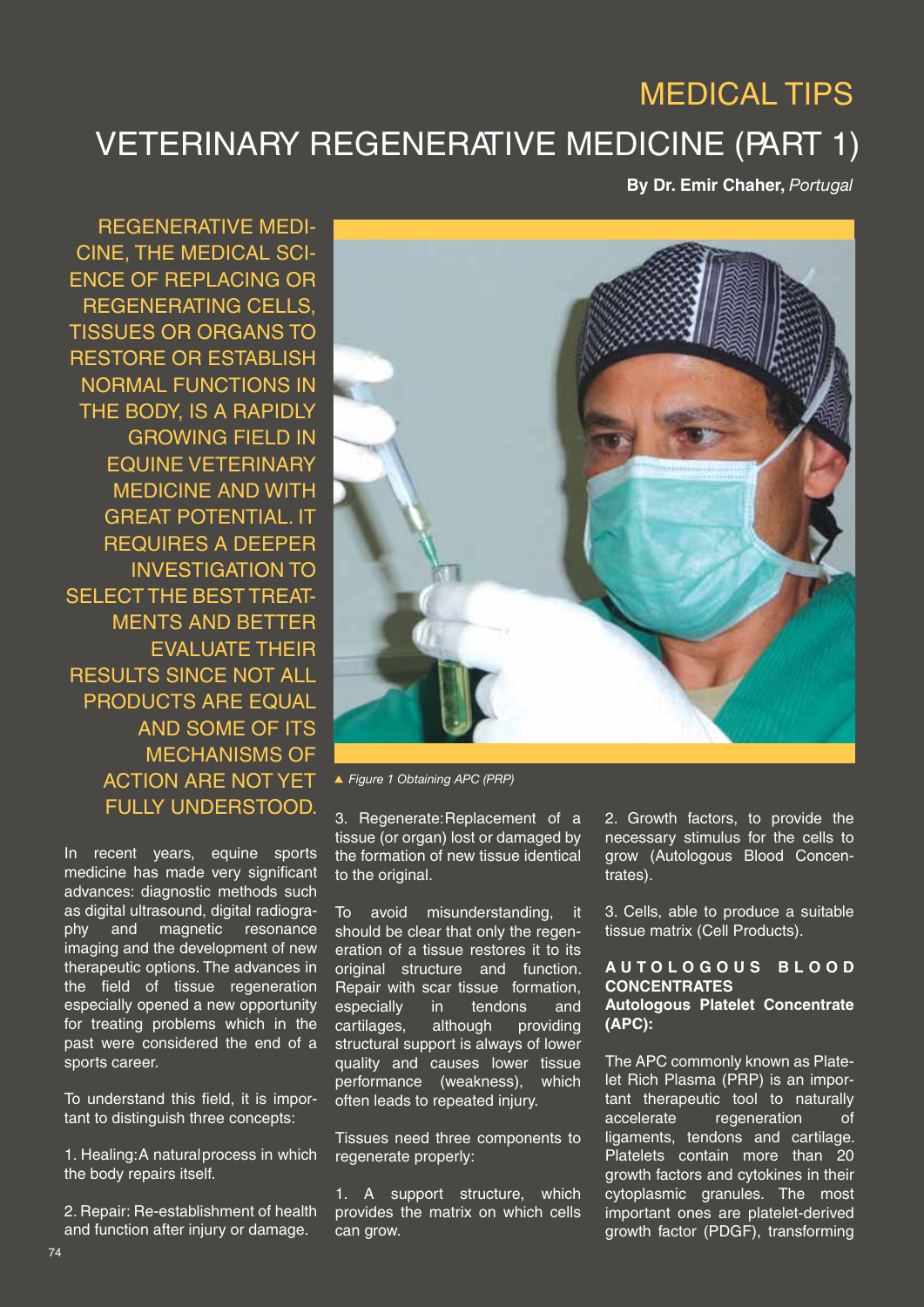# MEDICAL TIPS

# VETERINARY REGENERATIVE MEDICINE (PART 1)

**By Dr. Emir Chaher,** *Portugal*

REGENERATIVE MEDICINE, THE MEDICAL SCIENCE OF REPLACING OR REGENERATING CELLS, TISSUES OR ORGANS TO RESTORE OR ESTABLISH NORMAL FUNCTIONS IN THE BODY, IS A RAPIDLY GROWING FIELD IN EQUINE VETERINARY MEDICINE AND WITH GREAT POTENTIAL. IT REQUIRES A DEEPER INVESTIGATION TO SELECT THE BEST TREATMENTS AND BETTER EVALUATE THEIR RESULTS SINCE NOT ALL PRODUCTS ARE EQUAL AND SOME OF ITS MECHANISMS OF ACTION ARE NOT YET FULLY UNDERSTOOD.

▲ *Figure 1 Obtaining APC (PRP)*

In recent years, equine sports medicine has made very significant advances: diagnostic methods such as digital ultrasound, digital radiography and magnetic resonance imaging and the development of new therapeutic options. The advances in the field of tissue regeneration especially opened a new opportunity for treating problems which in the past were considered the end of a sports career.

To understand this field, it is important to distinguish three concepts:

1. Healing: A natural process in which the body repairs itself.

2. Repair: Re-establishment of health and function after injury or damage.

3. Regenerate: Replacement of a tissue (or organ) lost or damaged by the formation of new tissue identical to the original.

To avoid misunderstanding, it should be clear that only the regeneration of a tissue restores it to its original structure and function. Repair with scar tissue formation, especially in tendons and cartilages, although providing structural support is always of lower quality and causes lower tissue performance (weakness), which often leads to repeated injury.

Tissues need three components to regenerate properly:

1. A support structure, which provides the matrix on which cells can grow.

2. Growth factors, to provide the necessary stimulus for the cells to grow (Autologous Blood Concentrates).

3. Cells, able to produce a suitable tissue matrix (Cell Products).

## AUTOLOGOUS BLOOD CONCENTRATES

### Autologous Platelet Concentrate (APC):

The APC commonly known as Platelet Rich Plasma (PRP) is an important therapeutic tool to naturally accelerate regeneration of ligaments, tendons and cartilage. Platelets contain more than 20 growth factors and cytokines in their cytoplasmic granules. The most important ones are platelet-derived growth factor (PDGF), transforming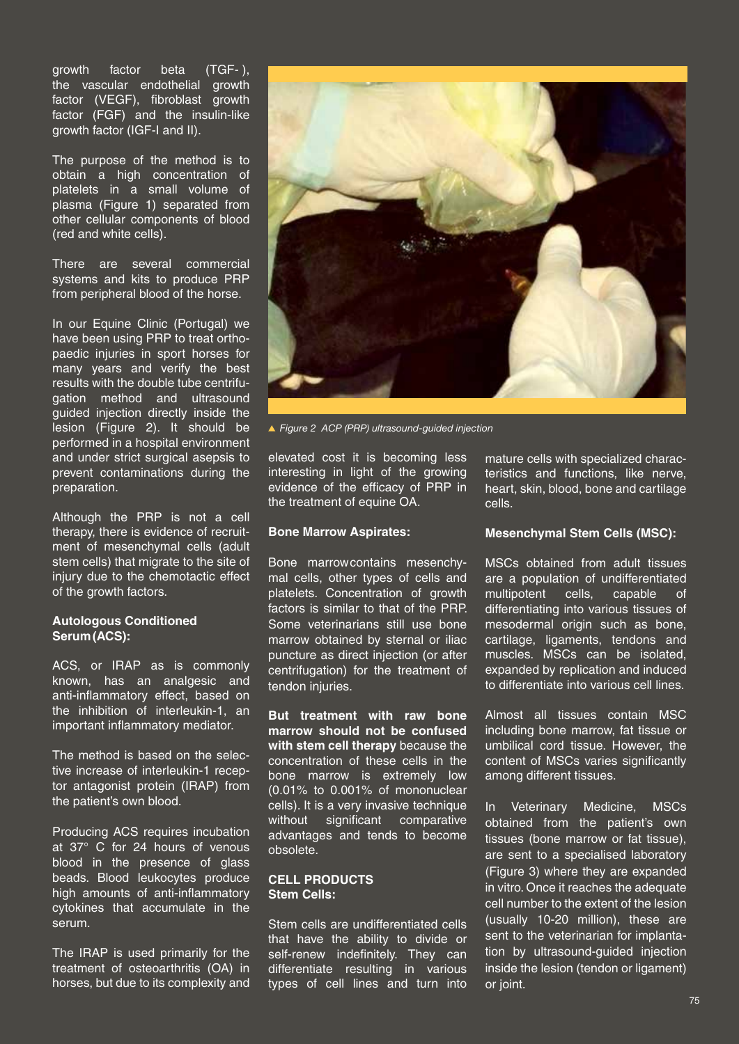growth factor beta (TGF- ), the vascular endothelial growth factor (VEGF), fibroblast growth factor (FGF) and the insulin-like growth factor (IGF-I and II).

The purpose of the method is to obtain a high concentration of platelets in a small volume of plasma (Figure 1) separated from other cellular components of blood (red and white cells).

There are several commercial systems and kits to produce PRP from peripheral blood of the horse.

In our Equine Clinic (Portugal) we have been using PRP to treat orthopaedic injuries in sport horses for many years and verify the best results with the double tube centrifugation method and ultrasound guided injection directly inside the lesion (Figure 2). It should be performed in a hospital environment and under strict surgical asepsis to prevent contaminations during the preparation.

Although the PRP is not a cell therapy, there is evidence of recruitment of mesenchymal cells (adult stem cells) that migrate to the site of injury due to the chemotactic effect of the growth factors.

**Autologous Conditioned Serum (ACS):**

ACS, or IRAP as is commonly known, has an analgesic and anti-inflammatory effect, based on the inhibition of interleukin-1, an important inflammatory mediator.

The method is based on the selective increase of interleukin-1 receptor antagonist protein (IRAP) from the patient's own blood.

Producing ACS requires incubation at 37° C for 24 hours of venous blood in the presence of glass beads. Blood leukocytes produce high amounts of anti-inflammatory cytokines that accumulate in the serum.

The IRAP is used primarily for the treatment of osteoarthritis (OA) in horses, but due to its complexity and elevated cost it is becoming less interesting in light of the growing evidence of the efficacy of PRP in the treatment of equine OA.

▲ *Figure 2 ACP (PRP) ultrasound-guided injection*

**Bone Marrow Aspirates:**

Bone marrow contains mesenchymal cells, other types of cells and platelets. Concentration of growth factors is similar to that of the PRP. Some veterinarians still use bone marrow obtained by sternal or iliac puncture as direct injection (or after centrifugation) for the treatment of tendon injuries.

**But treatment with raw bone marrow should not be confused with stem cell therapy** because the concentration of these cells in the bone marrow is extremely low (0.01% to 0.001% of mononuclear cells). It is a very invasive technique without significant comparative advantages and tends to become obsolete.

**CELL PRODUCTS**
**Stem Cells:**

Stem cells are undifferentiated cells that have the ability to divide or self-renew indefinitely. They can differentiate resulting in various types of cell lines and turn into mature cells with specialized characteristics and functions, like nerve, heart, skin, blood, bone and cartilage cells.

**Mesenchymal Stem Cells (MSC):**

MSCs obtained from adult tissues are a population of undifferentiated multipotent cells, capable of differentiating into various tissues of mesodermal origin such as bone, cartilage, ligaments, tendons and muscles. MSCs can be isolated, expanded by replication and induced to differentiate into various cell lines.

Almost all tissues contain MSC including bone marrow, fat tissue or umbilical cord tissue. However, the content of MSCs varies significantly among different tissues.

In Veterinary Medicine, MSCs obtained from the patient's own tissues (bone marrow or fat tissue), are sent to a specialised laboratory (Figure 3) where they are expanded in vitro. Once it reaches the adequate cell number to the extent of the lesion (usually 10-20 million), these are sent to the veterinarian for implantation by ultrasound-guided injection inside the lesion (tendon or ligament) or joint.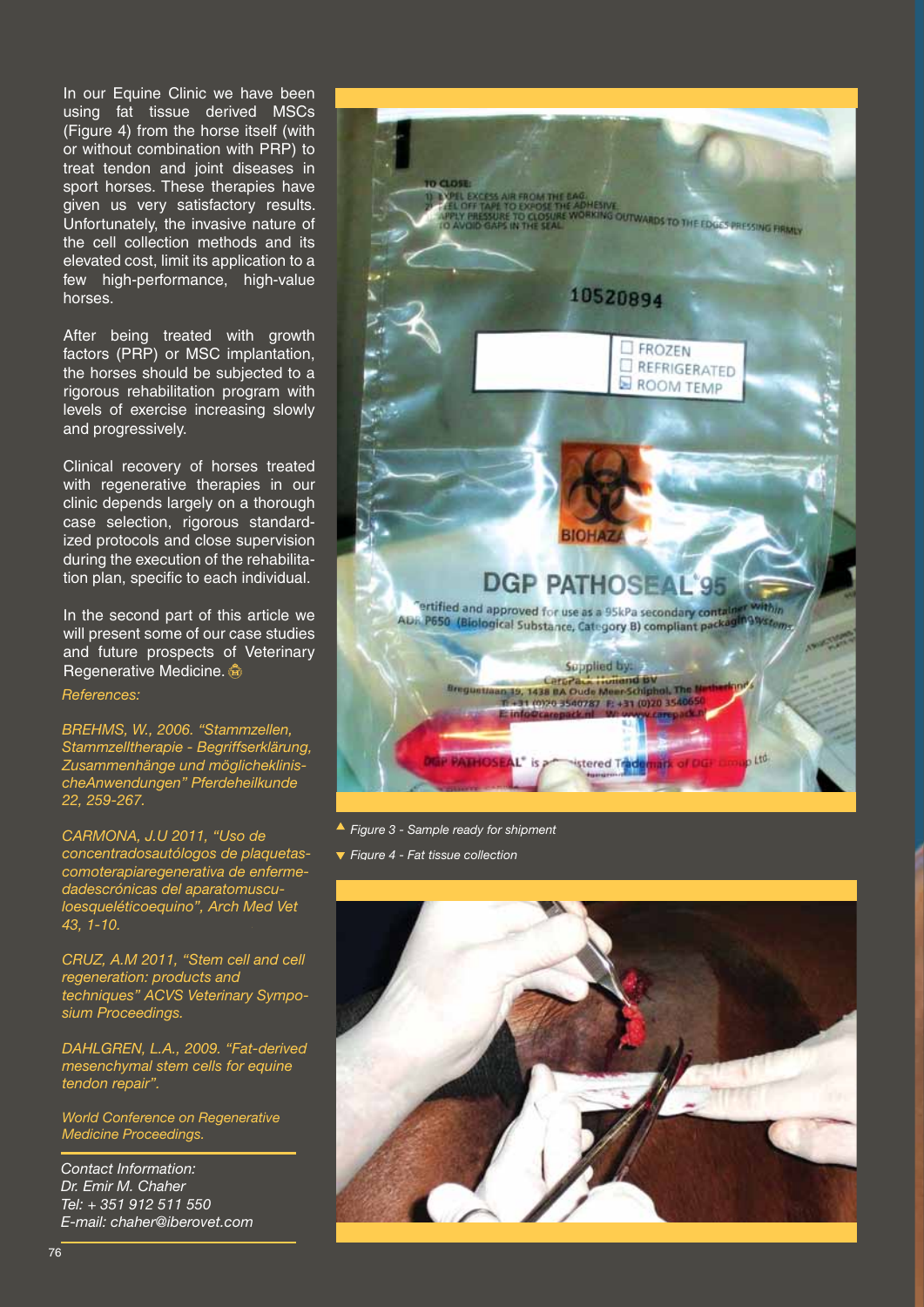In our Equine Clinic we have been using fat tissue derived MSCs (Figure 4) from the horse itself (with or without combination with PRP) to treat tendon and joint diseases in sport horses. These therapies have given us very satisfactory results. Unfortunately, the invasive nature of the cell collection methods and its elevated cost, limit its application to a few high-performance, high-value horses.

After being treated with growth factors (PRP) or MSC implantation, the horses should be subjected to a rigorous rehabilitation program with levels of exercise increasing slowly and progressively.

Clinical recovery of horses treated with regenerative therapies in our clinic depends largely on a thorough case selection, rigorous standardized protocols and close supervision during the execution of the rehabilitation plan, specific to each individual.

In the second part of this article we will present some of our case studies and future prospects of Veterinary Regenerative Medicine.

*References:*

*BREHMS, W., 2006. "Stammzellen, Stammzelltherapie - Begriffserklärung, Zusammenhänge und möglicheklinischeAnwendungen" Pferdeheilkunde 22, 259-267.*

*CARMONA, J.U 2011, "Uso de concentradosautólogos de plaquetascomoterapiaregenerativa de enfermedadescrónicas del aparatomusculoesqueléticoequino", Arch Med Vet 43, 1-10.*

*CRUZ, A.M 2011, "Stem cell and cell regeneration: products and techniques" ACVS Veterinary Symposium Proceedings.*

*DAHLGREN, L.A., 2009. "Fat-derived mesenchymal stem cells for equine tendon repair".*

*World Conference on Regenerative Medicine Proceedings.*

*Contact Information:*
*Dr. Emir M. Chaher*
*Tel: + 351 912 511 550*
*E-mail: chaher@iberovet.com*

▲ *Figure 3 - Sample ready for shipment*

▼ *Figure 4 - Fat tissue collection*